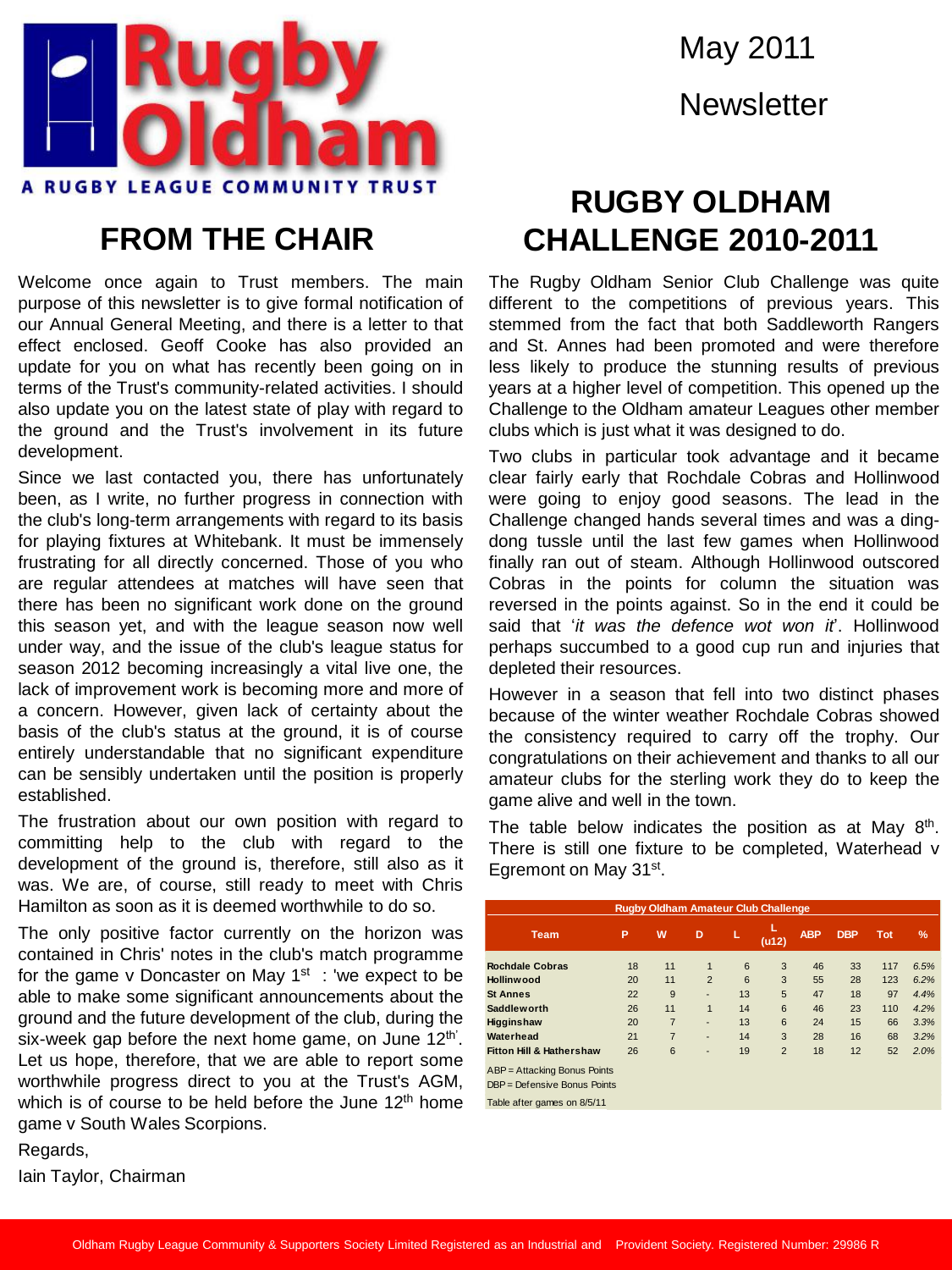Rugby Oldham

A RUGBY LEAGUE COMMUNITY TRUST

May 2011

Newsletter

## FROM THE CHAIR

Welcome once again to Trust members. The main purpose of this newsletter is to give formal notification of our Annual General Meeting, and there is a letter to that effect enclosed. Geoff Cooke has also provided an update for you on what has recently been going on in terms of the Trust's community-related activities. I should also update you on the latest state of play with regard to the ground and the Trust's involvement in its future development.

Since we last contacted you, there has unfortunately been, as I write, no further progress in connection with the club's long-term arrangements with regard to its basis for playing fixtures at Whitebank. It must be immensely frustrating for all directly concerned. Those of you who are regular attendees at matches will have seen that there has been no significant work done on the ground this season yet, and with the league season now well under way, and the issue of the club's league status for season 2012 becoming increasingly a vital live one, the lack of improvement work is becoming more and more of a concern. However, given lack of certainty about the basis of the club's status at the ground, it is of course entirely understandable that no significant expenditure can be sensibly undertaken until the position is properly established.

The frustration about our own position with regard to committing help to the club with regard to the development of the ground is, therefore, still also as it was. We are, of course, still ready to meet with Chris Hamilton as soon as it is deemed worthwhile to do so.

The only positive factor currently on the horizon was contained in Chris' notes in the club's match programme for the game v Doncaster on May 1st : 'we expect to be able to make some significant announcements about the ground and the future development of the club, during the six-week gap before the next home game, on June 12th'. Let us hope, therefore, that we are able to report some worthwhile progress direct to you at the Trust's AGM, which is of course to be held before the June 12th home game v South Wales Scorpions.

Regards,

Iain Taylor, Chairman

## RUGBY OLDHAM CHALLENGE 2010-2011

The Rugby Oldham Senior Club Challenge was quite different to the competitions of previous years. This stemmed from the fact that both Saddleworth Rangers and St. Annes had been promoted and were therefore less likely to produce the stunning results of previous years at a higher level of competition. This opened up the Challenge to the Oldham amateur Leagues other member clubs which is just what it was designed to do.

Two clubs in particular took advantage and it became clear fairly early that Rochdale Cobras and Hollinwood were going to enjoy good seasons. The lead in the Challenge changed hands several times and was a ding-dong tussle until the last few games when Hollinwood finally ran out of steam. Although Hollinwood outscored Cobras in the points for column the situation was reversed in the points against. So in the end it could be said that '*it was the defence wot won it*'. Hollinwood perhaps succumbed to a good cup run and injuries that depleted their resources.

However in a season that fell into two distinct phases because of the winter weather Rochdale Cobras showed the consistency required to carry off the trophy. Our congratulations on their achievement and thanks to all our amateur clubs for the sterling work they do to keep the game alive and well in the town.

The table below indicates the position as at May 8th. There is still one fixture to be completed, Waterhead v Egremont on May 31st.

**Rugby Oldham Amateur Club Challenge**

| Team | P | W | D | L | L (u12) | ABP | DBP | Tot | % |
|---|---|---|---|---|---|---|---|---|---|
| Rochdale Cobras | 18 | 11 | 1 | 6 | 3 | 46 | 33 | 117 | 6.5% |
| Hollinwood | 20 | 11 | 2 | 6 | 3 | 55 | 28 | 123 | 6.2% |
| St Annes | 22 | 9 | - | 13 | 5 | 47 | 18 | 97 | 4.4% |
| Saddleworth | 26 | 11 | 1 | 14 | 6 | 46 | 23 | 110 | 4.2% |
| Higginshaw | 20 | 7 | - | 13 | 6 | 24 | 15 | 66 | 3.3% |
| Waterhead | 21 | 7 | - | 14 | 3 | 28 | 16 | 68 | 3.2% |
| Fitton Hill & Hathershaw | 26 | 6 | - | 19 | 2 | 18 | 12 | 52 | 2.0% |

ABP = Attacking Bonus Points

DBP = Defensive Bonus Points

Table after games on 8/5/11

Oldham Rugby League Community & Supporters Society Limited Registered as an Industrial and Provident Society. Registered Number: 29986 R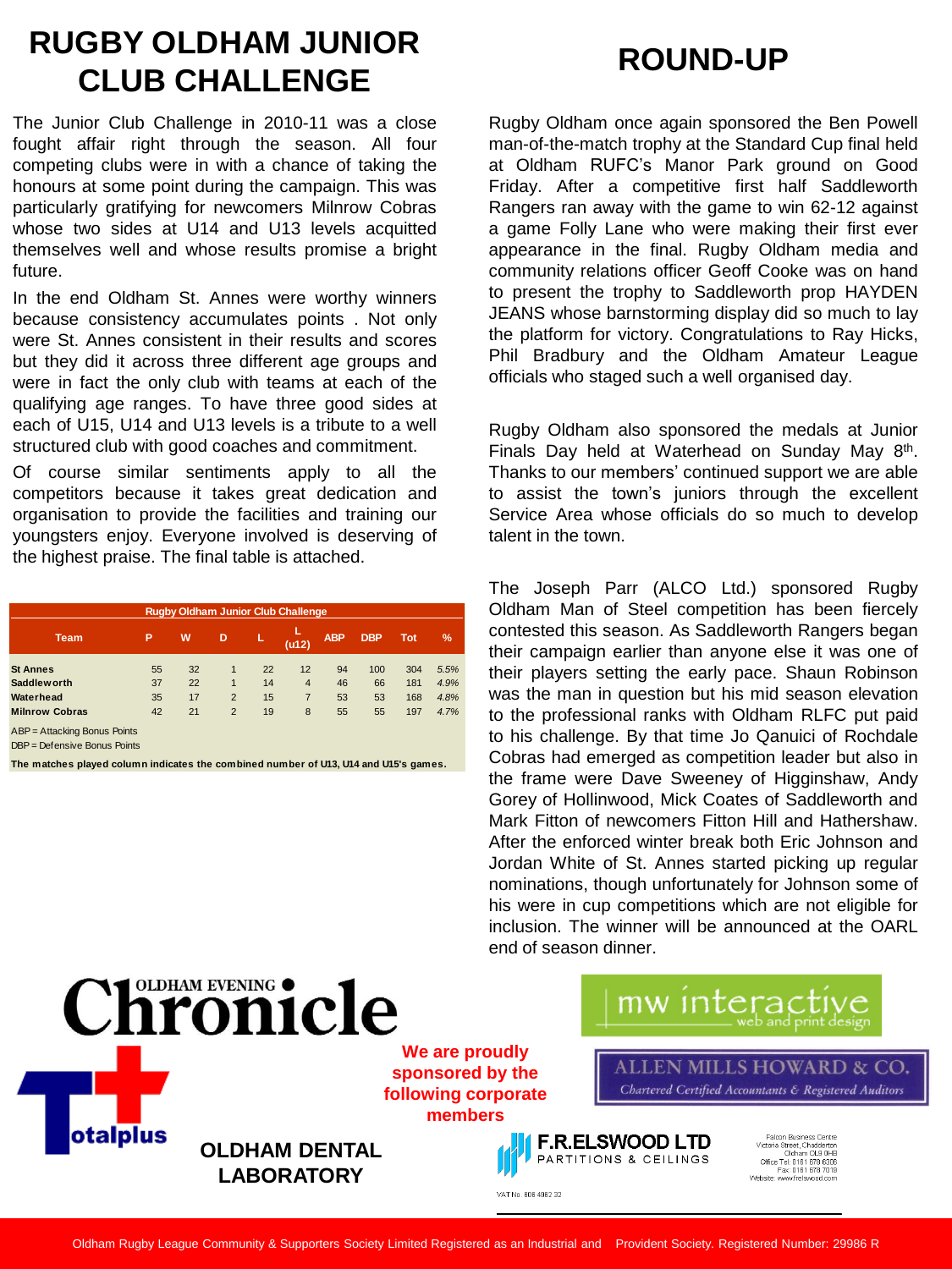# RUGBY OLDHAM JUNIOR CLUB CHALLENGE

The Junior Club Challenge in 2010-11 was a close fought affair right through the season. All four competing clubs were in with a chance of taking the honours at some point during the campaign. This was particularly gratifying for newcomers Milnrow Cobras whose two sides at U14 and U13 levels acquitted themselves well and whose results promise a bright future.

In the end Oldham St. Annes were worthy winners because consistency accumulates points . Not only were St. Annes consistent in their results and scores but they did it across three different age groups and were in fact the only club with teams at each of the qualifying age ranges. To have three good sides at each of U15, U14 and U13 levels is a tribute to a well structured club with good coaches and commitment.

Of course similar sentiments apply to all the competitors because it takes great dedication and organisation to provide the facilities and training our youngsters enjoy. Everyone involved is deserving of the highest praise. The final table is attached.

**Rugby Oldham Junior Club Challenge**

| Team | P | W | D | L | L (u12) | ABP | DBP | Tot | % |
|---|---|---|---|---|---|---|---|---|---|
| St Annes | 55 | 32 | 1 | 22 | 12 | 94 | 100 | 304 | 5.5% |
| Saddleworth | 37 | 22 | 1 | 14 | 4 | 46 | 66 | 181 | 4.9% |
| Waterhead | 35 | 17 | 2 | 15 | 7 | 53 | 53 | 168 | 4.8% |
| Milnrow Cobras | 42 | 21 | 2 | 19 | 8 | 55 | 55 | 197 | 4.7% |

ABP = Attacking Bonus Points

DBP = Defensive Bonus Points

**The matches played column indicates the combined number of U13, U14 and U15's games.**

# ROUND-UP

Rugby Oldham once again sponsored the Ben Powell man-of-the-match trophy at the Standard Cup final held at Oldham RUFC's Manor Park ground on Good Friday. After a competitive first half Saddleworth Rangers ran away with the game to win 62-12 against a game Folly Lane who were making their first ever appearance in the final. Rugby Oldham media and community relations officer Geoff Cooke was on hand to present the trophy to Saddleworth prop HAYDEN JEANS whose barnstorming display did so much to lay the platform for victory. Congratulations to Ray Hicks, Phil Bradbury and the Oldham Amateur League officials who staged such a well organised day.

Rugby Oldham also sponsored the medals at Junior Finals Day held at Waterhead on Sunday May 8th. Thanks to our members' continued support we are able to assist the town's juniors through the excellent Service Area whose officials do so much to develop talent in the town.

The Joseph Parr (ALCO Ltd.) sponsored Rugby Oldham Man of Steel competition has been fiercely contested this season. As Saddleworth Rangers began their campaign earlier than anyone else it was one of their players setting the early pace. Shaun Robinson was the man in question but his mid season elevation to the professional ranks with Oldham RLFC put paid to his challenge. By that time Jo Qanuici of Rochdale Cobras had emerged as competition leader but also in the frame were Dave Sweeney of Higginshaw, Andy Gorey of Hollinwood, Mick Coates of Saddleworth and Mark Fitton of newcomers Fitton Hill and Hathershaw. After the enforced winter break both Eric Johnson and Jordan White of St. Annes started picking up regular nominations, though unfortunately for Johnson some of his were in cup competitions which are not eligible for inclusion. The winner will be announced at the OARL end of season dinner.

Oldham Evening Chronicle

**We are proudly sponsored by the following corporate members**

mw interactive — web and print design

Allen Mills Howard & Co. — Chartered Certified Accountants & Registered Auditors

Totalplus

**OLDHAM DENTAL LABORATORY**

F.R.ELSWOOD LTD — PARTITIONS & CEILINGS

Falcon Business Centre, Victoria Street, Chadderton, Oldham OL9 0HB
Office Tel: 0161 678 6306
Fax: 0161 678 7018
Website: www.frelswood.com

VAT No. 808 4982 32

Oldham Rugby League Community & Supporters Society Limited Registered as an Industrial and Provident Society. Registered Number: 29986 R